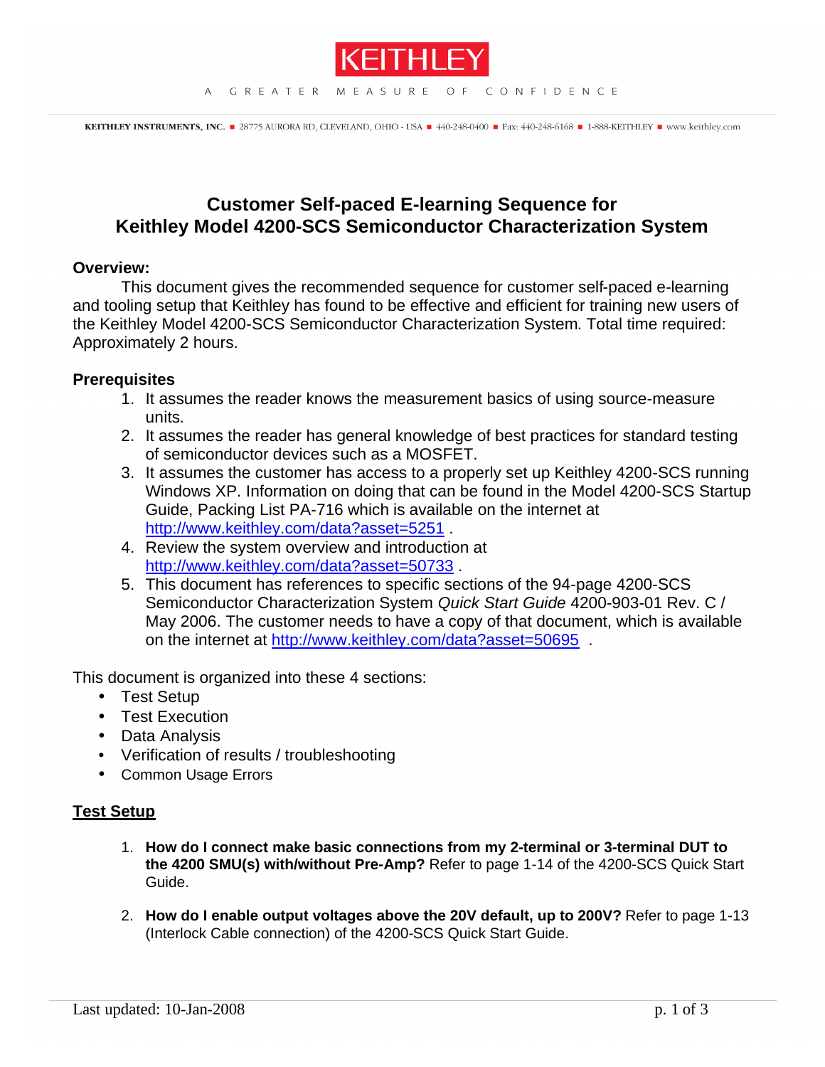KEITHLEY

A GREATER MEASURE OF CONFIDENCE

KEITHLEY INSTRUMENTS, INC. ■ 28775 AURORA RD, CLEVELAND, OHIO - USA ■ 440-248-0400 ■ Fax: 440-248-6168 ■ 1-888-KEITHLEY ■ www.keithley.com

# Customer Self-paced E-learning Sequence for Keithley Model 4200-SCS Semiconductor Characterization System

**Overview:**

This document gives the recommended sequence for customer self-paced e-learning and tooling setup that Keithley has found to be effective and efficient for training new users of the Keithley Model 4200-SCS Semiconductor Characterization System. Total time required: Approximately 2 hours.

**Prerequisites**

1. It assumes the reader knows the measurement basics of using source-measure units.
2. It assumes the reader has general knowledge of best practices for standard testing of semiconductor devices such as a MOSFET.
3. It assumes the customer has access to a properly set up Keithley 4200-SCS running Windows XP. Information on doing that can be found in the Model 4200-SCS Startup Guide, Packing List PA-716 which is available on the internet at http://www.keithley.com/data?asset=5251 .
4. Review the system overview and introduction at http://www.keithley.com/data?asset=50733 .
5. This document has references to specific sections of the 94-page 4200-SCS Semiconductor Characterization System *Quick Start Guide* 4200-903-01 Rev. C / May 2006. The customer needs to have a copy of that document, which is available on the internet at http://www.keithley.com/data?asset=50695 .

This document is organized into these 4 sections:

- Test Setup
- Test Execution
- Data Analysis
- Verification of results / troubleshooting
- Common Usage Errors

## Test Setup

1. **How do I connect make basic connections from my 2-terminal or 3-terminal DUT to the 4200 SMU(s) with/without Pre-Amp?** Refer to page 1-14 of the 4200-SCS Quick Start Guide.

2. **How do I enable output voltages above the 20V default, up to 200V?** Refer to page 1-13 (Interlock Cable connection) of the 4200-SCS Quick Start Guide.

Last updated: 10-Jan-2008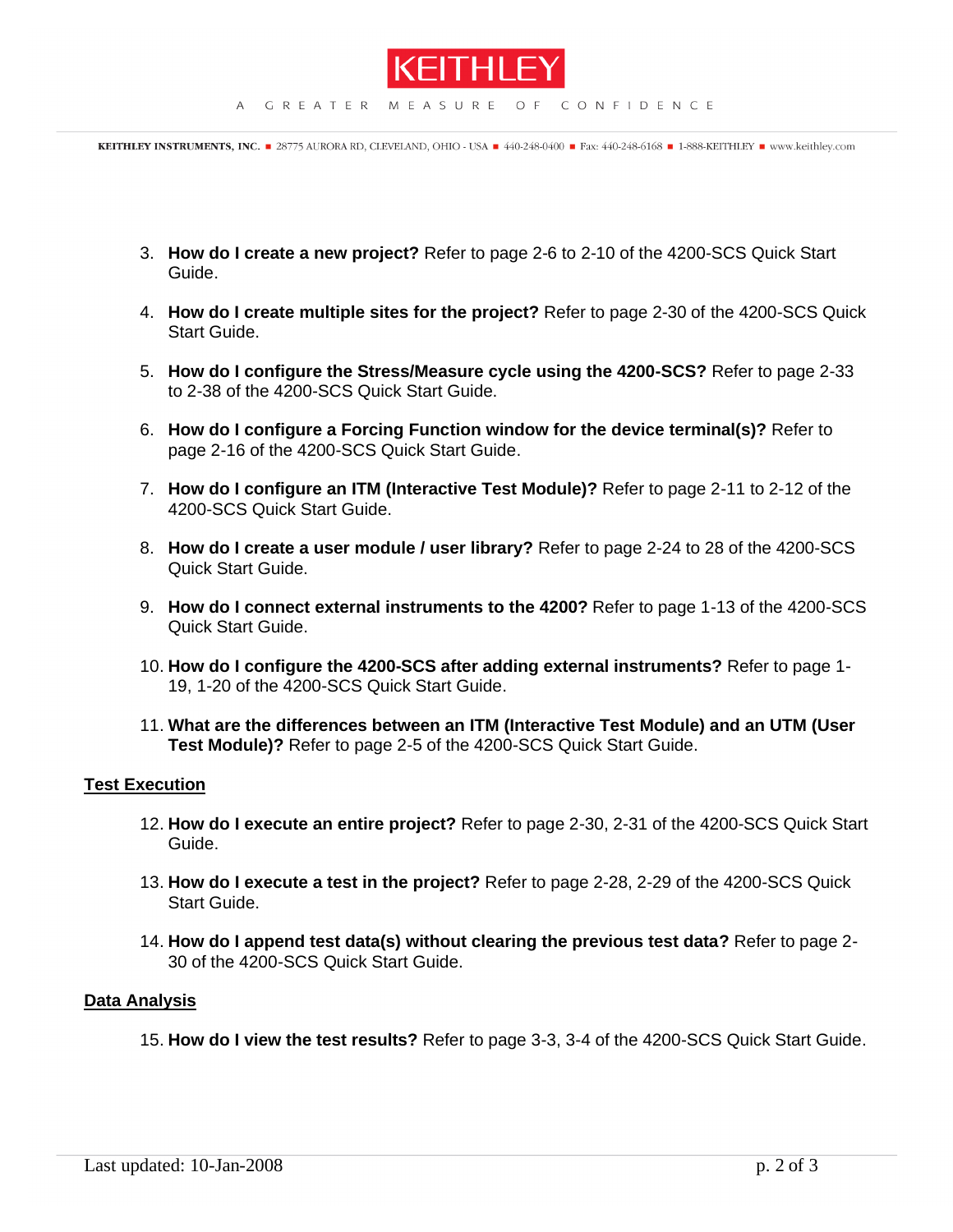3. **How do I create a new project?** Refer to page 2-6 to 2-10 of the 4200-SCS Quick Start Guide.

4. **How do I create multiple sites for the project?** Refer to page 2-30 of the 4200-SCS Quick Start Guide.

5. **How do I configure the Stress/Measure cycle using the 4200-SCS?** Refer to page 2-33 to 2-38 of the 4200-SCS Quick Start Guide.

6. **How do I configure a Forcing Function window for the device terminal(s)?** Refer to page 2-16 of the 4200-SCS Quick Start Guide.

7. **How do I configure an ITM (Interactive Test Module)?** Refer to page 2-11 to 2-12 of the 4200-SCS Quick Start Guide.

8. **How do I create a user module / user library?** Refer to page 2-24 to 28 of the 4200-SCS Quick Start Guide.

9. **How do I connect external instruments to the 4200?** Refer to page 1-13 of the 4200-SCS Quick Start Guide.

10. **How do I configure the 4200-SCS after adding external instruments?** Refer to page 1-19, 1-20 of the 4200-SCS Quick Start Guide.

11. **What are the differences between an ITM (Interactive Test Module) and an UTM (User Test Module)?** Refer to page 2-5 of the 4200-SCS Quick Start Guide.

## Test Execution

12. **How do I execute an entire project?** Refer to page 2-30, 2-31 of the 4200-SCS Quick Start Guide.

13. **How do I execute a test in the project?** Refer to page 2-28, 2-29 of the 4200-SCS Quick Start Guide.

14. **How do I append test data(s) without clearing the previous test data?** Refer to page 2-30 of the 4200-SCS Quick Start Guide.

## Data Analysis

15. **How do I view the test results?** Refer to page 3-3, 3-4 of the 4200-SCS Quick Start Guide.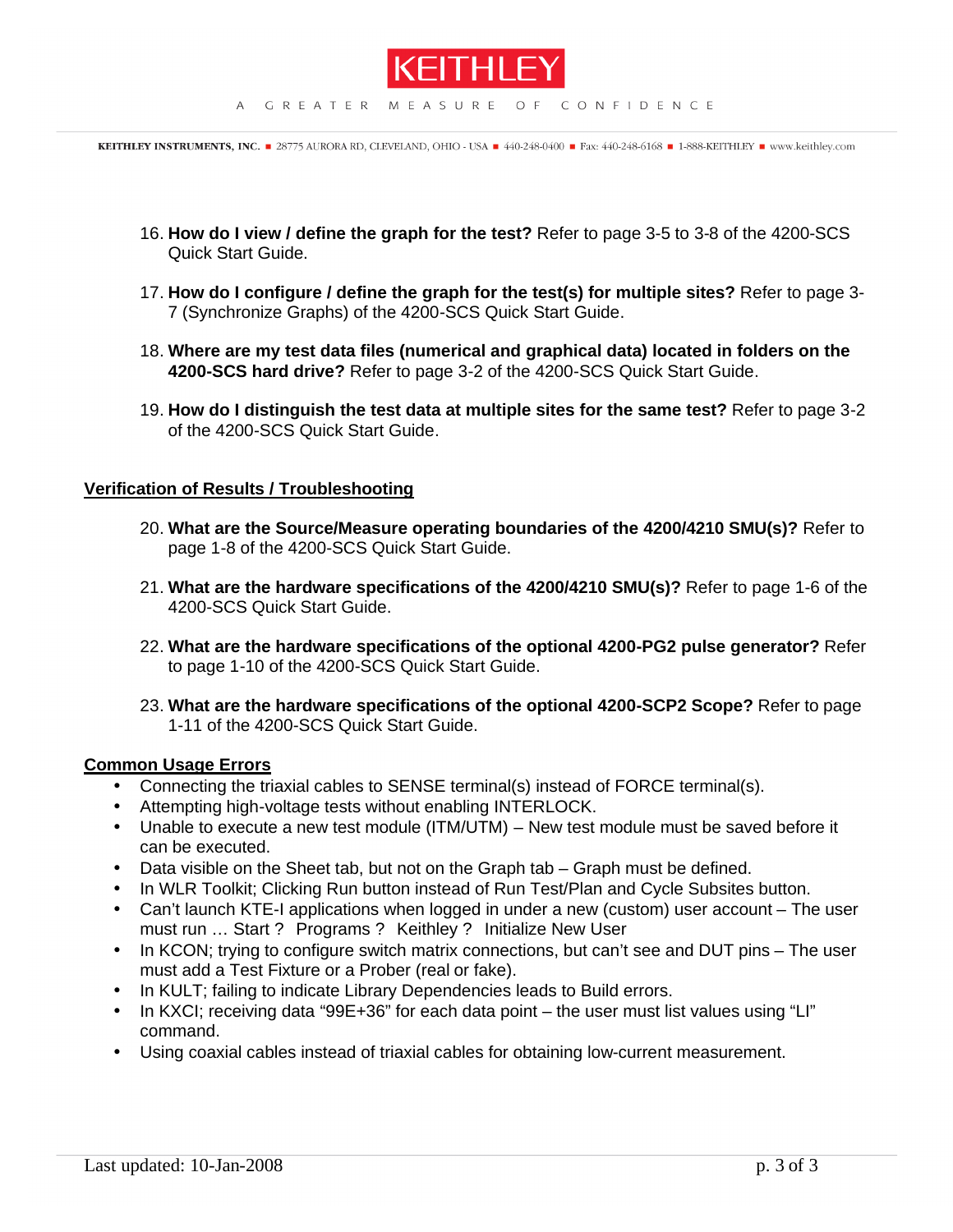16. **How do I view / define the graph for the test?** Refer to page 3-5 to 3-8 of the 4200-SCS Quick Start Guide.

17. **How do I configure / define the graph for the test(s) for multiple sites?** Refer to page 3-7 (Synchronize Graphs) of the 4200-SCS Quick Start Guide.

18. **Where are my test data files (numerical and graphical data) located in folders on the 4200-SCS hard drive?** Refer to page 3-2 of the 4200-SCS Quick Start Guide.

19. **How do I distinguish the test data at multiple sites for the same test?** Refer to page 3-2 of the 4200-SCS Quick Start Guide.

## Verification of Results / Troubleshooting

20. **What are the Source/Measure operating boundaries of the 4200/4210 SMU(s)?** Refer to page 1-8 of the 4200-SCS Quick Start Guide.

21. **What are the hardware specifications of the 4200/4210 SMU(s)?** Refer to page 1-6 of the 4200-SCS Quick Start Guide.

22. **What are the hardware specifications of the optional 4200-PG2 pulse generator?** Refer to page 1-10 of the 4200-SCS Quick Start Guide.

23. **What are the hardware specifications of the optional 4200-SCP2 Scope?** Refer to page 1-11 of the 4200-SCS Quick Start Guide.

## Common Usage Errors

- Connecting the triaxial cables to SENSE terminal(s) instead of FORCE terminal(s).
- Attempting high-voltage tests without enabling INTERLOCK.
- Unable to execute a new test module (ITM/UTM) – New test module must be saved before it can be executed.
- Data visible on the Sheet tab, but not on the Graph tab – Graph must be defined.
- In WLR Toolkit; Clicking Run button instead of Run Test/Plan and Cycle Subsites button.
- Can't launch KTE-I applications when logged in under a new (custom) user account – The user must run … Start ? Programs ? Keithley ? Initialize New User
- In KCON; trying to configure switch matrix connections, but can't see and DUT pins – The user must add a Test Fixture or a Prober (real or fake).
- In KULT; failing to indicate Library Dependencies leads to Build errors.
- In KXCI; receiving data "99E+36" for each data point – the user must list values using "LI" command.
- Using coaxial cables instead of triaxial cables for obtaining low-current measurement.

Last updated: 10-Jan-2008